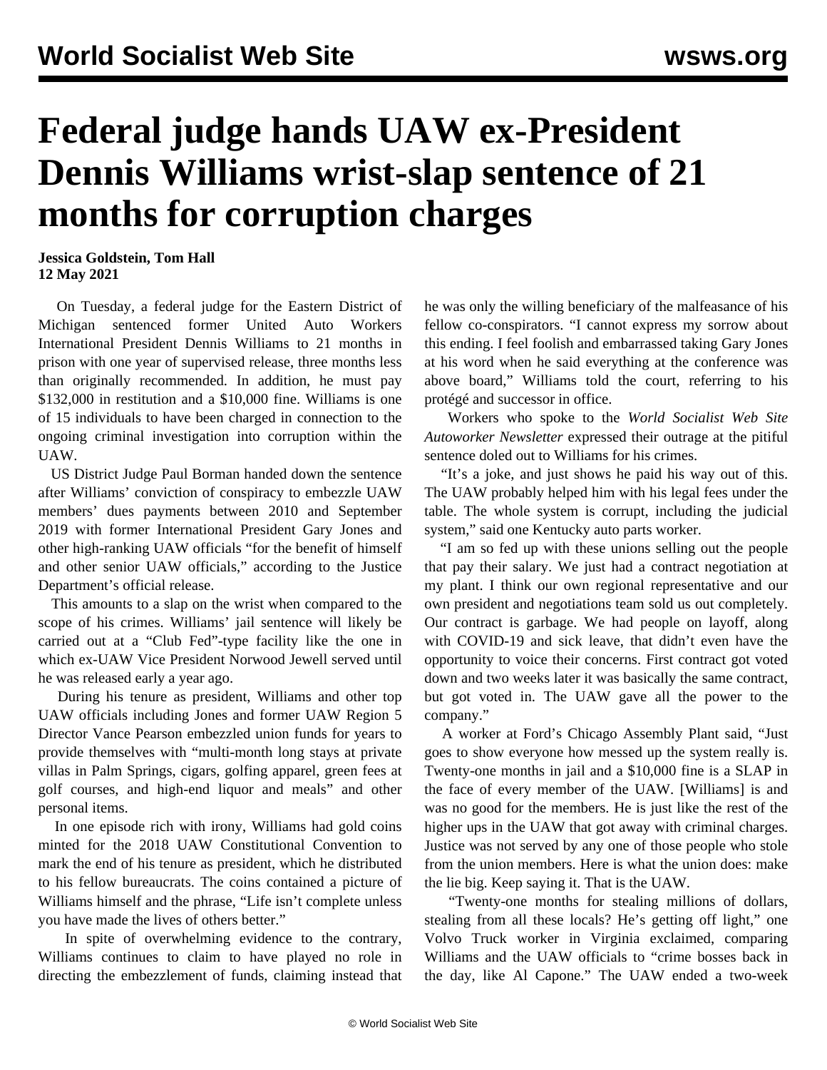# Federal judge hands UAW ex-President Dennis Williams wrist-slap sentence of 21 months for corruption charges

**Jessica Goldstein, Tom Hall**
**12 May 2021**

On Tuesday, a federal judge for the Eastern District of Michigan sentenced former United Auto Workers International President Dennis Williams to 21 months in prison with one year of supervised release, three months less than originally recommended. In addition, he must pay $132,000 in restitution and a $10,000 fine. Williams is one of 15 individuals to have been charged in connection to the ongoing criminal investigation into corruption within the UAW.

US District Judge Paul Borman handed down the sentence after Williams' conviction of conspiracy to embezzle UAW members' dues payments between 2010 and September 2019 with former International President Gary Jones and other high-ranking UAW officials "for the benefit of himself and other senior UAW officials," according to the Justice Department's official release.

This amounts to a slap on the wrist when compared to the scope of his crimes. Williams' jail sentence will likely be carried out at a "Club Fed"-type facility like the one in which ex-UAW Vice President Norwood Jewell served until he was released early a year ago.

During his tenure as president, Williams and other top UAW officials including Jones and former UAW Region 5 Director Vance Pearson embezzled union funds for years to provide themselves with "multi-month long stays at private villas in Palm Springs, cigars, golfing apparel, green fees at golf courses, and high-end liquor and meals" and other personal items.

In one episode rich with irony, Williams had gold coins minted for the 2018 UAW Constitutional Convention to mark the end of his tenure as president, which he distributed to his fellow bureaucrats. The coins contained a picture of Williams himself and the phrase, "Life isn't complete unless you have made the lives of others better."

In spite of overwhelming evidence to the contrary, Williams continues to claim to have played no role in directing the embezzlement of funds, claiming instead that he was only the willing beneficiary of the malfeasance of his fellow co-conspirators. "I cannot express my sorrow about this ending. I feel foolish and embarrassed taking Gary Jones at his word when he said everything at the conference was above board," Williams told the court, referring to his protégé and successor in office.

Workers who spoke to the *World Socialist Web Site Autoworker Newsletter* expressed their outrage at the pitiful sentence doled out to Williams for his crimes.

"It's a joke, and just shows he paid his way out of this. The UAW probably helped him with his legal fees under the table. The whole system is corrupt, including the judicial system," said one Kentucky auto parts worker.

"I am so fed up with these unions selling out the people that pay their salary. We just had a contract negotiation at my plant. I think our own regional representative and our own president and negotiations team sold us out completely. Our contract is garbage. We had people on layoff, along with COVID-19 and sick leave, that didn't even have the opportunity to voice their concerns. First contract got voted down and two weeks later it was basically the same contract, but got voted in. The UAW gave all the power to the company."

A worker at Ford's Chicago Assembly Plant said, "Just goes to show everyone how messed up the system really is. Twenty-one months in jail and a $10,000 fine is a SLAP in the face of every member of the UAW. [Williams] is and was no good for the members. He is just like the rest of the higher ups in the UAW that got away with criminal charges. Justice was not served by any one of those people who stole from the union members. Here is what the union does: make the lie big. Keep saying it. That is the UAW.

"Twenty-one months for stealing millions of dollars, stealing from all these locals? He's getting off light," one Volvo Truck worker in Virginia exclaimed, comparing Williams and the UAW officials to "crime bosses back in the day, like Al Capone." The UAW ended a two-week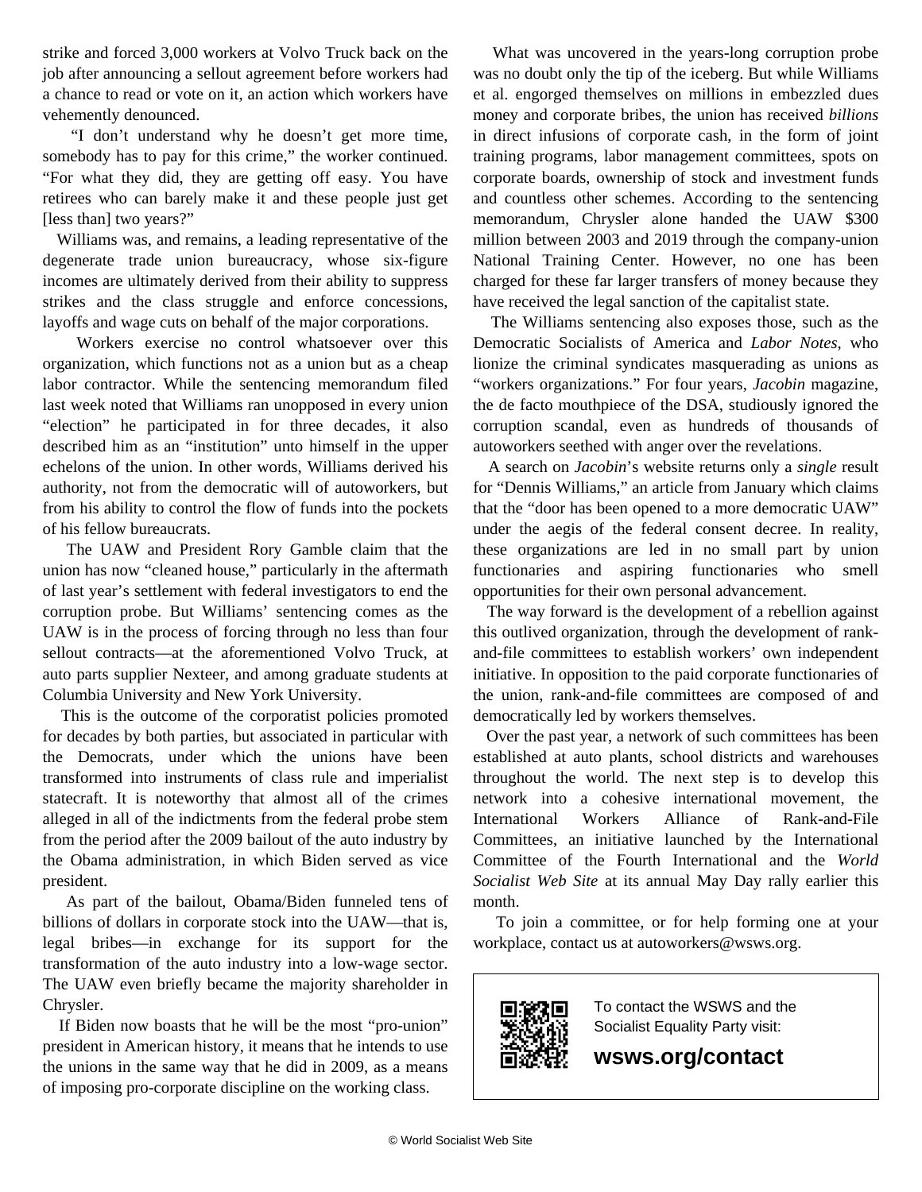strike and forced 3,000 workers at Volvo Truck back on the job after announcing a sellout agreement before workers had a chance to read or vote on it, an action which workers have vehemently denounced.

"I don't understand why he doesn't get more time, somebody has to pay for this crime," the worker continued. "For what they did, they are getting off easy. You have retirees who can barely make it and these people just get [less than] two years?"

Williams was, and remains, a leading representative of the degenerate trade union bureaucracy, whose six-figure incomes are ultimately derived from their ability to suppress strikes and the class struggle and enforce concessions, layoffs and wage cuts on behalf of the major corporations.

Workers exercise no control whatsoever over this organization, which functions not as a union but as a cheap labor contractor. While the sentencing memorandum filed last week noted that Williams ran unopposed in every union "election" he participated in for three decades, it also described him as an "institution" unto himself in the upper echelons of the union. In other words, Williams derived his authority, not from the democratic will of autoworkers, but from his ability to control the flow of funds into the pockets of his fellow bureaucrats.

The UAW and President Rory Gamble claim that the union has now "cleaned house," particularly in the aftermath of last year's settlement with federal investigators to end the corruption probe. But Williams' sentencing comes as the UAW is in the process of forcing through no less than four sellout contracts—at the aforementioned Volvo Truck, at auto parts supplier Nexteer, and among graduate students at Columbia University and New York University.

This is the outcome of the corporatist policies promoted for decades by both parties, but associated in particular with the Democrats, under which the unions have been transformed into instruments of class rule and imperialist statecraft. It is noteworthy that almost all of the crimes alleged in all of the indictments from the federal probe stem from the period after the 2009 bailout of the auto industry by the Obama administration, in which Biden served as vice president.

As part of the bailout, Obama/Biden funneled tens of billions of dollars in corporate stock into the UAW—that is, legal bribes—in exchange for its support for the transformation of the auto industry into a low-wage sector. The UAW even briefly became the majority shareholder in Chrysler.

If Biden now boasts that he will be the most "pro-union" president in American history, it means that he intends to use the unions in the same way that he did in 2009, as a means of imposing pro-corporate discipline on the working class.

What was uncovered in the years-long corruption probe was no doubt only the tip of the iceberg. But while Williams et al. engorged themselves on millions in embezzled dues money and corporate bribes, the union has received *billions* in direct infusions of corporate cash, in the form of joint training programs, labor management committees, spots on corporate boards, ownership of stock and investment funds and countless other schemes. According to the sentencing memorandum, Chrysler alone handed the UAW $300 million between 2003 and 2019 through the company-union National Training Center. However, no one has been charged for these far larger transfers of money because they have received the legal sanction of the capitalist state.

The Williams sentencing also exposes those, such as the Democratic Socialists of America and *Labor Notes*, who lionize the criminal syndicates masquerading as unions as "workers organizations." For four years, *Jacobin* magazine, the de facto mouthpiece of the DSA, studiously ignored the corruption scandal, even as hundreds of thousands of autoworkers seethed with anger over the revelations.

A search on *Jacobin*'s website returns only a *single* result for "Dennis Williams," an article from January which claims that the "door has been opened to a more democratic UAW" under the aegis of the federal consent decree. In reality, these organizations are led in no small part by union functionaries and aspiring functionaries who smell opportunities for their own personal advancement.

The way forward is the development of a rebellion against this outlived organization, through the development of rank-and-file committees to establish workers' own independent initiative. In opposition to the paid corporate functionaries of the union, rank-and-file committees are composed of and democratically led by workers themselves.

Over the past year, a network of such committees has been established at auto plants, school districts and warehouses throughout the world. The next step is to develop this network into a cohesive international movement, the International Workers Alliance of Rank-and-File Committees, an initiative launched by the International Committee of the Fourth International and the *World Socialist Web Site* at its annual May Day rally earlier this month.

To join a committee, or for help forming one at your workplace, contact us at autoworkers@wsws.org.

To contact the WSWS and the Socialist Equality Party visit:

**wsws.org/contact**